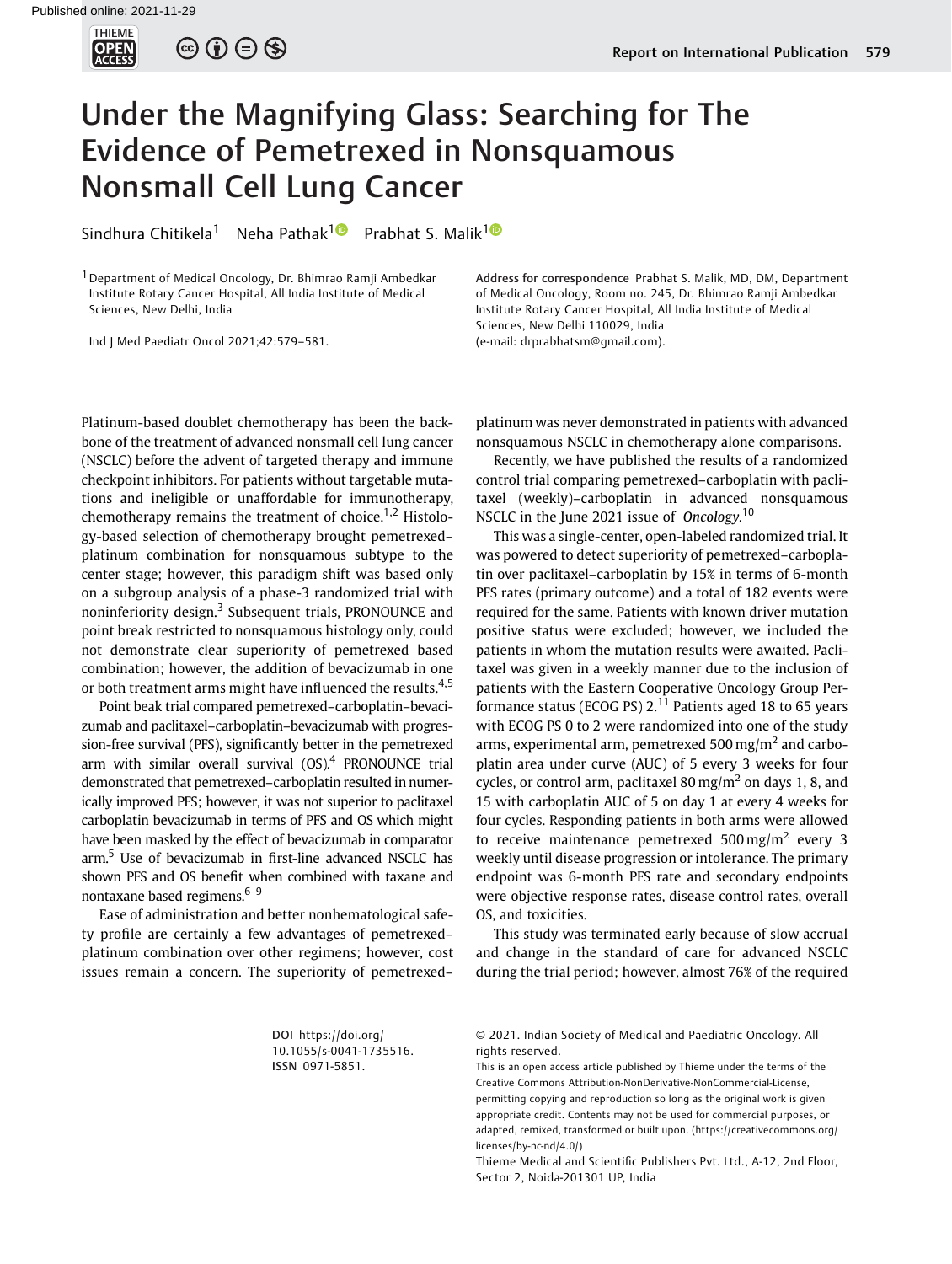# Under the Magnifying Glass: Searching for The Evidence of Pemetrexed in Nonsquamous Nonsmall Cell Lung Cancer

Sindhura Chitikela[1] Neha Pathak[1] Prabhat S. Malik[1]

[1] Department of Medical Oncology, Dr. Bhimrao Ramji Ambedkar Institute Rotary Cancer Hospital, All India Institute of Medical Sciences, New Delhi, India

Ind J Med Paediatr Oncol 2021;42:579–581.

Address for correspondence Prabhat S. Malik, MD, DM, Department of Medical Oncology, Room no. 245, Dr. Bhimrao Ramji Ambedkar Institute Rotary Cancer Hospital, All India Institute of Medical Sciences, New Delhi 110029, India (e-mail: drprabhatsm@gmail.com).

Platinum-based doublet chemotherapy has been the backbone of the treatment of advanced nonsmall cell lung cancer (NSCLC) before the advent of targeted therapy and immune checkpoint inhibitors. For patients without targetable mutations and ineligible or unaffordable for immunotherapy, chemotherapy remains the treatment of choice.[1,2] Histology-based selection of chemotherapy brought pemetrexed–platinum combination for nonsquamous subtype to the center stage; however, this paradigm shift was based only on a subgroup analysis of a phase-3 randomized trial with noninferiority design.[3] Subsequent trials, PRONOUNCE and point break restricted to nonsquamous histology only, could not demonstrate clear superiority of pemetrexed based combination; however, the addition of bevacizumab in one or both treatment arms might have influenced the results.[4,5]

Point beak trial compared pemetrexed–carboplatin–bevacizumab and paclitaxel–carboplatin–bevacizumab with progression-free survival (PFS), significantly better in the pemetrexed arm with similar overall survival (OS).[4] PRONOUNCE trial demonstrated that pemetrexed–carboplatin resulted in numerically improved PFS; however, it was not superior to paclitaxel carboplatin bevacizumab in terms of PFS and OS which might have been masked by the effect of bevacizumab in comparator arm.[5] Use of bevacizumab in first-line advanced NSCLC has shown PFS and OS benefit when combined with taxane and nontaxane based regimens.[6–9]

Ease of administration and better nonhematological safety profile are certainly a few advantages of pemetrexed–platinum combination over other regimens; however, cost issues remain a concern. The superiority of pemetrexed–platinum was never demonstrated in patients with advanced nonsquamous NSCLC in chemotherapy alone comparisons.

Recently, we have published the results of a randomized control trial comparing pemetrexed–carboplatin with paclitaxel (weekly)–carboplatin in advanced nonsquamous NSCLC in the June 2021 issue of *Oncology*.[10]

This was a single-center, open-labeled randomized trial. It was powered to detect superiority of pemetrexed–carboplatin over paclitaxel–carboplatin by 15% in terms of 6-month PFS rates (primary outcome) and a total of 182 events were required for the same. Patients with known driver mutation positive status were excluded; however, we included the patients in whom the mutation results were awaited. Paclitaxel was given in a weekly manner due to the inclusion of patients with the Eastern Cooperative Oncology Group Performance status (ECOG PS) 2.[11] Patients aged 18 to 65 years with ECOG PS 0 to 2 were randomized into one of the study arms, experimental arm, pemetrexed 500 mg/m$^2$ and carboplatin area under curve (AUC) of 5 every 3 weeks for four cycles, or control arm, paclitaxel 80 mg/m$^2$ on days 1, 8, and 15 with carboplatin AUC of 5 on day 1 at every 4 weeks for four cycles. Responding patients in both arms were allowed to receive maintenance pemetrexed 500 mg/m$^2$ every 3 weekly until disease progression or intolerance. The primary endpoint was 6-month PFS rate and secondary endpoints were objective response rates, disease control rates, overall OS, and toxicities.

This study was terminated early because of slow accrual and change in the standard of care for advanced NSCLC during the trial period; however, almost 76% of the required

DOI https://doi.org/10.1055/s-0041-1735516. ISSN 0971-5851.

© 2021. Indian Society of Medical and Paediatric Oncology. All rights reserved.

This is an open access article published by Thieme under the terms of the Creative Commons Attribution-NonDerivative-NonCommercial-License, permitting copying and reproduction so long as the original work is given appropriate credit. Contents may not be used for commercial purposes, or adapted, remixed, transformed or built upon. (https://creativecommons.org/licenses/by-nc-nd/4.0/)

Thieme Medical and Scientific Publishers Pvt. Ltd., A-12, 2nd Floor, Sector 2, Noida-201301 UP, India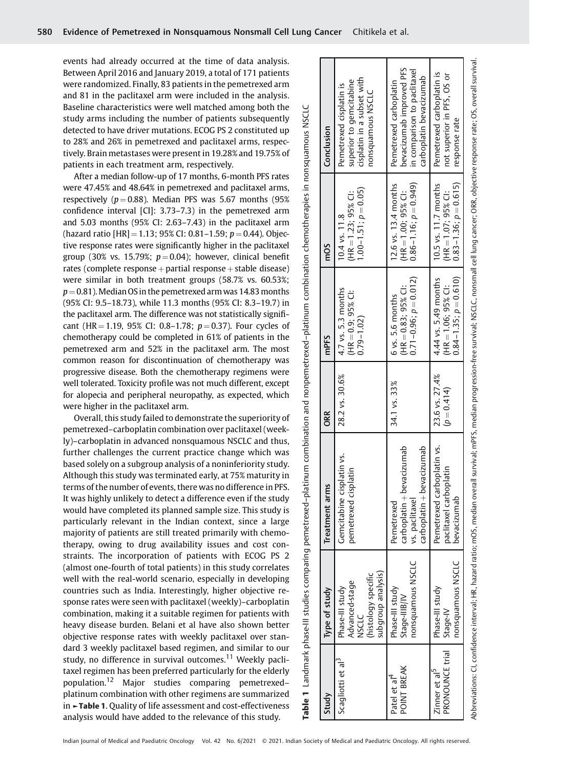events had already occurred at the time of data analysis. Between April 2016 and January 2019, a total of 171 patients were randomized. Finally, 83 patients in the pemetrexed arm and 81 in the paclitaxel arm were included in the analysis. Baseline characteristics were well matched among both the study arms including the number of patients subsequently detected to have driver mutations. ECOG PS 2 constituted up to 28% and 26% in pemetrexed and paclitaxel arms, respectively. Brain metastases were present in 19.28% and 19.75% of patients in each treatment arm, respectively.

After a median follow-up of 17 months, 6-month PFS rates were 47.45% and 48.64% in pemetrexed and paclitaxel arms, respectively ($p = 0.88$). Median PFS was 5.67 months (95% confidence interval [CI]: 3.73–7.3) in the pemetrexed arm and 5.03 months (95% CI: 2.63–7.43) in the paclitaxel arm (hazard ratio [HR] = 1.13; 95% CI: 0.81–1.59; $p = 0.44$). Objective response rates were significantly higher in the paclitaxel group (30% vs. 15.79%; $p = 0.04$); however, clinical benefit rates (complete response + partial response + stable disease) were similar in both treatment groups (58.7% vs. 60.53%; $p = 0.81$). Median OS in the pemetrexed arm was 14.83 months (95% CI: 9.5–18.73), while 11.3 months (95% CI: 8.3–19.7) in the paclitaxel arm. The difference was not statistically significant (HR = 1.19, 95% CI: 0.8–1.78; $p = 0.37$). Four cycles of chemotherapy could be completed in 61% of patients in the pemetrexed arm and 52% in the paclitaxel arm. The most common reason for discontinuation of chemotherapy was progressive disease. Both the chemotherapy regimens were well tolerated. Toxicity profile was not much different, except for alopecia and peripheral neuropathy, as expected, which were higher in the paclitaxel arm.

Overall, this study failed to demonstrate the superiority of pemetrexed–carboplatin combination over paclitaxel (weekly)–carboplatin in advanced nonsquamous NSCLC and thus, further challenges the current practice change which was based solely on a subgroup analysis of a noninferiority study. Although this study was terminated early, at 75% maturity in terms of the number of events, there was no difference in PFS. It was highly unlikely to detect a difference even if the study would have completed its planned sample size. This study is particularly relevant in the Indian context, since a large majority of patients are still treated primarily with chemotherapy, owing to drug availability issues and cost constraints. The incorporation of patients with ECOG PS 2 (almost one-fourth of total patients) in this study correlates well with the real-world scenario, especially in developing countries such as India. Interestingly, higher objective response rates were seen with paclitaxel (weekly)–carboplatin combination, making it a suitable regimen for patients with heavy disease burden. Belani et al have also shown better objective response rates with weekly paclitaxel over standard 3 weekly paclitaxel based regimen, and similar to our study, no difference in survival outcomes.[11] Weekly paclitaxel regimen has been preferred particularly for the elderly population.[12] Major studies comparing pemetrexed–platinum combination with other regimens are summarized in ►Table 1. Quality of life assessment and cost-effectiveness analysis would have added to the relevance of this study.

**Table 1** Landmark phase-III studies comparing pemetrexed–platinum combination and nonpemetrexed–platinum combination chemotherapies in nonsquamous NSCLC

| Study | Type of study | Treatment arms | ORR | mPFS | mOS | Conclusion |
|---|---|---|---|---|---|---|
| Scagliotti et al[3] | Phase-III study Advanced-stage NSCLC (histology specific subgroup analysis) | Gemcitabine cisplatin vs. pemetrexed cisplatin | 28.2 vs. 30.6% | 4.7 vs. 5.3 months (HR = 0.9; 95% CI: 0.79–1.02) | 10.4 vs. 11.8 (HR = 1.23; 95% CI: 1.00–1.51; $p = 0.05$) | Pemetrexed cisplatin is superior to gemcitabine cisplatin in a subset with nonsquamous NSCLC |
| Patel et al[4] POINT BREAK | Phase-III study Stage-IIIB/IV nonsquamous NSCLC | Pemetrexed carboplatin + bevacizumab vs. paclitaxel carboplatin + bevacizumab | 34.1 vs. 33% | 6 vs. 5.6 months (HR = 0.83; 95% CI: 0.71–0.96; $p = 0.012$) | 12.6 vs. 13.4 months (HR = 1.00; 95% CI: 0.86–1.16; $p = 0.949$) | Pemetrexed carboplatin bevacizumab improved PFS in comparison to paclitaxel carboplatin bevacizumab |
| Zinner et al[5] PRONOUNCE trial | Phase-III study Stage-IV nonsquamous NSCLC | Pemetrexed carboplatin vs. paclitaxel carboplatin bevacizumab | 23.6 vs. 27.4% ($p = 0.414$) | 4.44 vs. 5.49 months (HR = 1.06; 95% CI: 0.84–1.35; $p = 0.610$) | 10.5 vs. 11.7 months (HR = 1.07; 95% CI: 0.83–1.36; $p = 0.615$) | Pemetrexed carboplatin is not superior in PFS, OS or response rate |

Abbreviations: CI, confidence interval; HR, hazard ratio; mOS, median overall survival; mPFS, median progression-free survival; NSCLC, nonsmall cell lung cancer; ORR, objective response rate; OS, overall survival.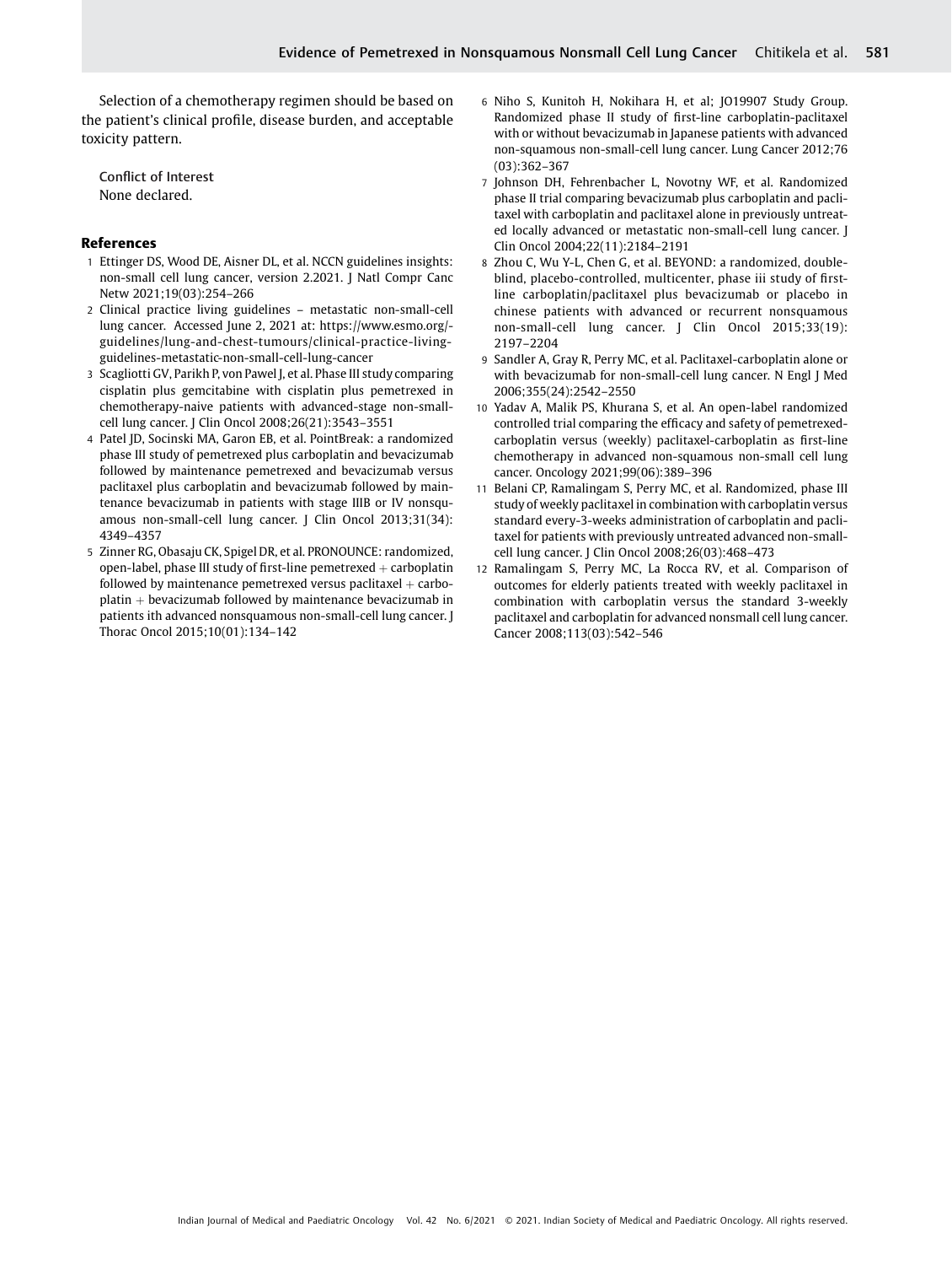Selection of a chemotherapy regimen should be based on the patient's clinical profile, disease burden, and acceptable toxicity pattern.

Conflict of Interest
None declared.

## References

1. Ettinger DS, Wood DE, Aisner DL, et al. NCCN guidelines insights: non-small cell lung cancer, version 2.2021. J Natl Compr Canc Netw 2021;19(03):254–266
2. Clinical practice living guidelines – metastatic non-small-cell lung cancer. Accessed June 2, 2021 at: https://www.esmo.org/-guidelines/lung-and-chest-tumours/clinical-practice-living-guidelines-metastatic-non-small-cell-lung-cancer
3. Scagliotti GV, Parikh P, von Pawel J, et al. Phase III study comparing cisplatin plus gemcitabine with cisplatin plus pemetrexed in chemotherapy-naive patients with advanced-stage non-small-cell lung cancer. J Clin Oncol 2008;26(21):3543–3551
4. Patel JD, Socinski MA, Garon EB, et al. PointBreak: a randomized phase III study of pemetrexed plus carboplatin and bevacizumab followed by maintenance pemetrexed and bevacizumab versus paclitaxel plus carboplatin and bevacizumab followed by maintenance bevacizumab in patients with stage IIIB or IV nonsquamous non-small-cell lung cancer. J Clin Oncol 2013;31(34): 4349–4357
5. Zinner RG, Obasaju CK, Spigel DR, et al. PRONOUNCE: randomized, open-label, phase III study of first-line pemetrexed + carboplatin followed by maintenance pemetrexed versus paclitaxel + carboplatin + bevacizumab followed by maintenance bevacizumab in patients ith advanced nonsquamous non-small-cell lung cancer. J Thorac Oncol 2015;10(01):134–142
6. Niho S, Kunitoh H, Nokihara H, et al; JO19907 Study Group. Randomized phase II study of first-line carboplatin-paclitaxel with or without bevacizumab in Japanese patients with advanced non-squamous non-small-cell lung cancer. Lung Cancer 2012;76 (03):362–367
7. Johnson DH, Fehrenbacher L, Novotny WF, et al. Randomized phase II trial comparing bevacizumab plus carboplatin and paclitaxel with carboplatin and paclitaxel alone in previously untreated locally advanced or metastatic non-small-cell lung cancer. J Clin Oncol 2004;22(11):2184–2191
8. Zhou C, Wu Y-L, Chen G, et al. BEYOND: a randomized, double-blind, placebo-controlled, multicenter, phase iii study of first-line carboplatin/paclitaxel plus bevacizumab or placebo in chinese patients with advanced or recurrent nonsquamous non-small-cell lung cancer. J Clin Oncol 2015;33(19): 2197–2204
9. Sandler A, Gray R, Perry MC, et al. Paclitaxel-carboplatin alone or with bevacizumab for non-small-cell lung cancer. N Engl J Med 2006;355(24):2542–2550
10. Yadav A, Malik PS, Khurana S, et al. An open-label randomized controlled trial comparing the efficacy and safety of pemetrexed-carboplatin versus (weekly) paclitaxel-carboplatin as first-line chemotherapy in advanced non-squamous non-small cell lung cancer. Oncology 2021;99(06):389–396
11. Belani CP, Ramalingam S, Perry MC, et al. Randomized, phase III study of weekly paclitaxel in combination with carboplatin versus standard every-3-weeks administration of carboplatin and paclitaxel for patients with previously untreated advanced non-small-cell lung cancer. J Clin Oncol 2008;26(03):468–473
12. Ramalingam S, Perry MC, La Rocca RV, et al. Comparison of outcomes for elderly patients treated with weekly paclitaxel in combination with carboplatin versus the standard 3-weekly paclitaxel and carboplatin for advanced nonsmall cell lung cancer. Cancer 2008;113(03):542–546